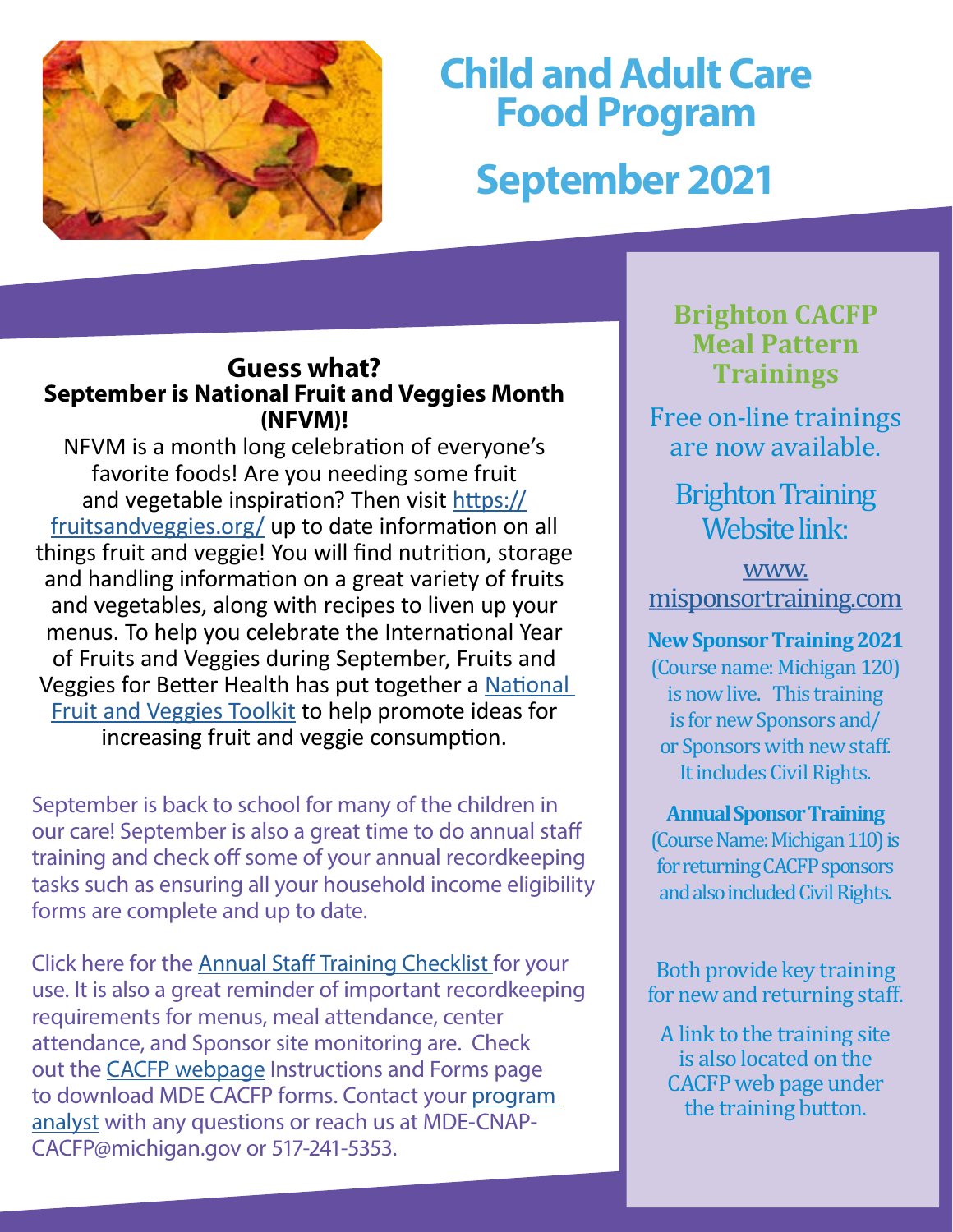# Child and Adult Care Food Program

# September 2021

## Guess what?

**September is National Fruit and Veggies Month (NFVM)!**

NFVM is a month long celebration of everyone's favorite foods! Are you needing some fruit and vegetable inspiration? Then visit https://fruitsandveggies.org/ up to date information on all things fruit and veggie! You will find nutrition, storage and handling information on a great variety of fruits and vegetables, along with recipes to liven up your menus. To help you celebrate the International Year of Fruits and Veggies during September, Fruits and Veggies for Better Health has put together a National Fruit and Veggies Toolkit to help promote ideas for increasing fruit and veggie consumption.

September is back to school for many of the children in our care! September is also a great time to do annual staff training and check off some of your annual recordkeeping tasks such as ensuring all your household income eligibility forms are complete and up to date.

Click here for the Annual Staff Training Checklist for your use. It is also a great reminder of important recordkeeping requirements for menus, meal attendance, center attendance, and Sponsor site monitoring are. Check out the CACFP webpage Instructions and Forms page to download MDE CACFP forms. Contact your program analyst with any questions or reach us at MDE-CNAP-CACFP@michigan.gov or 517-241-5353.

## Brighton CACFP Meal Pattern Trainings

Free on-line trainings are now available.

Brighton Training Website link:

www.misponsortraining.com

**New Sponsor Training 2021** (Course name: Michigan 120) is now live. This training is for new Sponsors and/or Sponsors with new staff. It includes Civil Rights.

**Annual Sponsor Training** (Course Name: Michigan 110) is for returning CACFP sponsors and also included Civil Rights.

Both provide key training for new and returning staff.

A link to the training site is also located on the CACFP web page under the training button.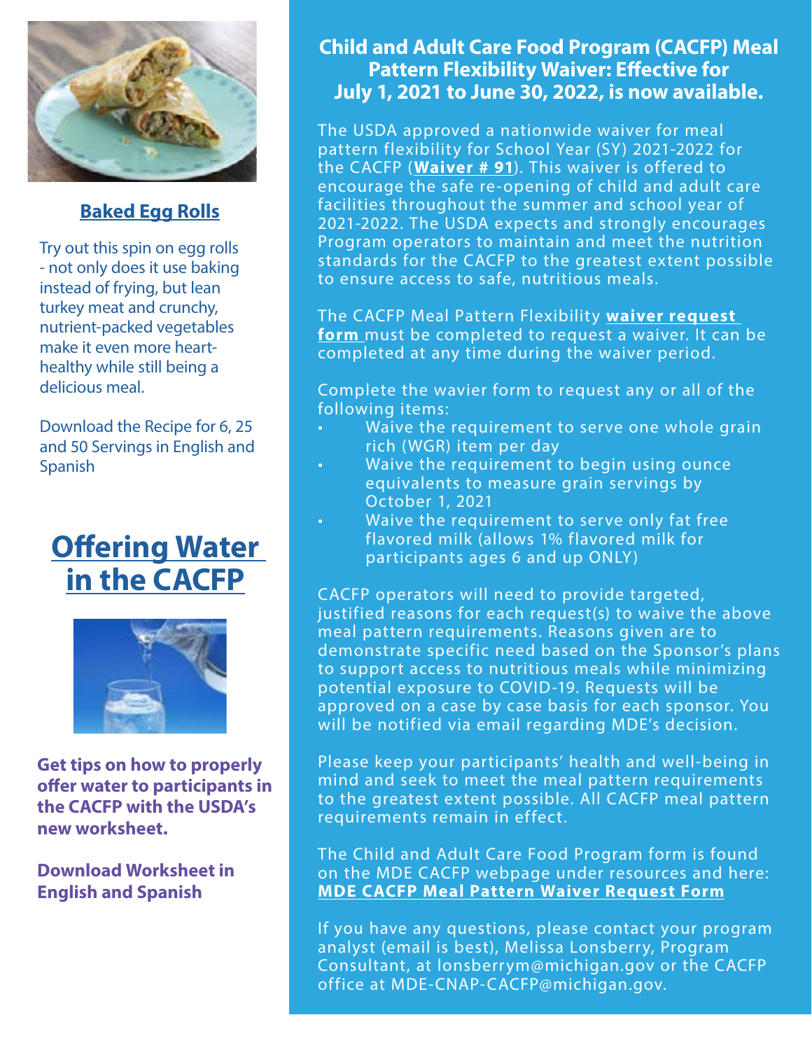## Baked Egg Rolls

Try out this spin on egg rolls - not only does it use baking instead of frying, but lean turkey meat and crunchy, nutrient-packed vegetables make it even more heart-healthy while still being a delicious meal.

Download the Recipe for 6, 25 and 50 Servings in English and Spanish

## Offering Water in the CACFP

**Get tips on how to properly offer water to participants in the CACFP with the USDA's new worksheet.**

**Download Worksheet in English and Spanish**

## Child and Adult Care Food Program (CACFP) Meal Pattern Flexibility Waiver: Effective for July 1, 2021 to June 30, 2022, is now available.

The USDA approved a nationwide waiver for meal pattern flexibility for School Year (SY) 2021-2022 for the CACFP (**Waiver # 91**). This waiver is offered to encourage the safe re-opening of child and adult care facilities throughout the summer and school year of 2021-2022. The USDA expects and strongly encourages Program operators to maintain and meet the nutrition standards for the CACFP to the greatest extent possible to ensure access to safe, nutritious meals.

The CACFP Meal Pattern Flexibility **waiver request form** must be completed to request a waiver. It can be completed at any time during the waiver period.

Complete the wavier form to request any or all of the following items:

- Waive the requirement to serve one whole grain rich (WGR) item per day
- Waive the requirement to begin using ounce equivalents to measure grain servings by October 1, 2021
- Waive the requirement to serve only fat free flavored milk (allows 1% flavored milk for participants ages 6 and up ONLY)

CACFP operators will need to provide targeted, justified reasons for each request(s) to waive the above meal pattern requirements. Reasons given are to demonstrate specific need based on the Sponsor's plans to support access to nutritious meals while minimizing potential exposure to COVID-19. Requests will be approved on a case by case basis for each sponsor. You will be notified via email regarding MDE's decision.

Please keep your participants' health and well-being in mind and seek to meet the meal pattern requirements to the greatest extent possible. All CACFP meal pattern requirements remain in effect.

The Child and Adult Care Food Program form is found on the MDE CACFP webpage under resources and here: **MDE CACFP Meal Pattern Waiver Request Form**

If you have any questions, please contact your program analyst (email is best), Melissa Lonsberry, Program Consultant, at lonsberrym@michigan.gov or the CACFP office at MDE-CNAP-CACFP@michigan.gov.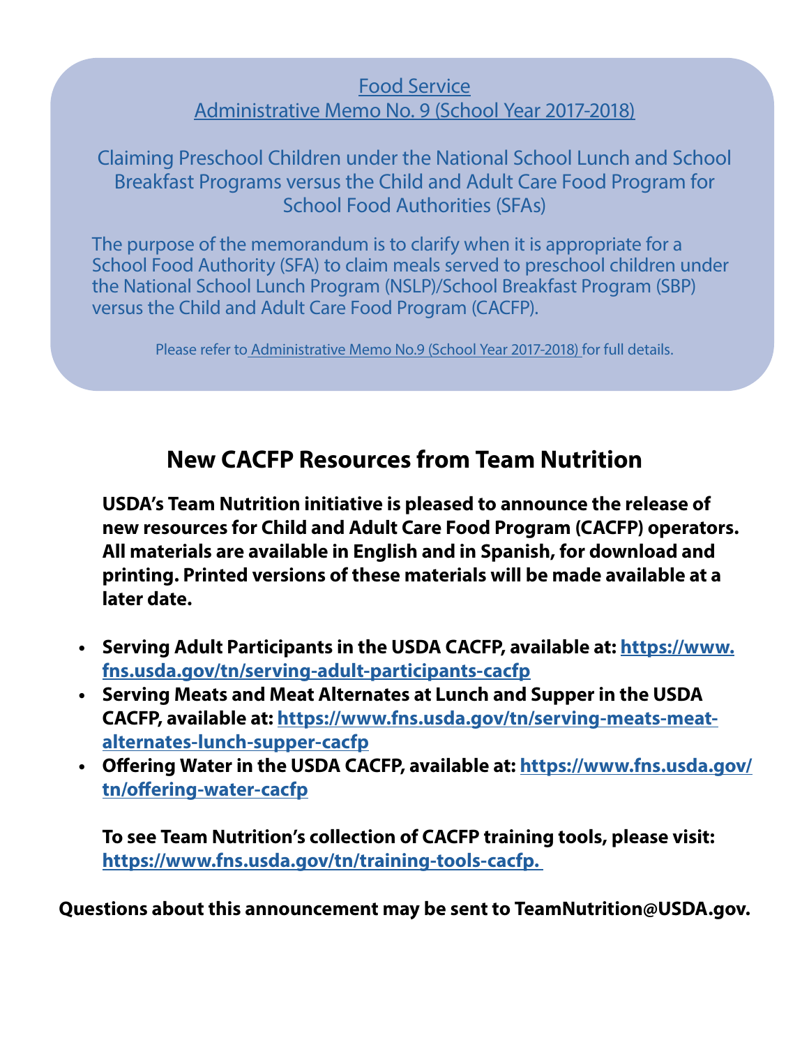Food Service
Administrative Memo No. 9 (School Year 2017-2018)

Claiming Preschool Children under the National School Lunch and School Breakfast Programs versus the Child and Adult Care Food Program for School Food Authorities (SFAs)

The purpose of the memorandum is to clarify when it is appropriate for a School Food Authority (SFA) to claim meals served to preschool children under the National School Lunch Program (NSLP)/School Breakfast Program (SBP) versus the Child and Adult Care Food Program (CACFP).

Please refer to Administrative Memo No.9 (School Year 2017-2018) for full details.

## New CACFP Resources from Team Nutrition

**USDA's Team Nutrition initiative is pleased to announce the release of new resources for Child and Adult Care Food Program (CACFP) operators. All materials are available in English and in Spanish, for download and printing. Printed versions of these materials will be made available at a later date.**

- **Serving Adult Participants in the USDA CACFP, available at: https://www.fns.usda.gov/tn/serving-adult-participants-cacfp**
- **Serving Meats and Meat Alternates at Lunch and Supper in the USDA CACFP, available at: https://www.fns.usda.gov/tn/serving-meats-meat-alternates-lunch-supper-cacfp**
- **Offering Water in the USDA CACFP, available at: https://www.fns.usda.gov/tn/offering-water-cacfp**

**To see Team Nutrition's collection of CACFP training tools, please visit: https://www.fns.usda.gov/tn/training-tools-cacfp.**

**Questions about this announcement may be sent to TeamNutrition@USDA.gov.**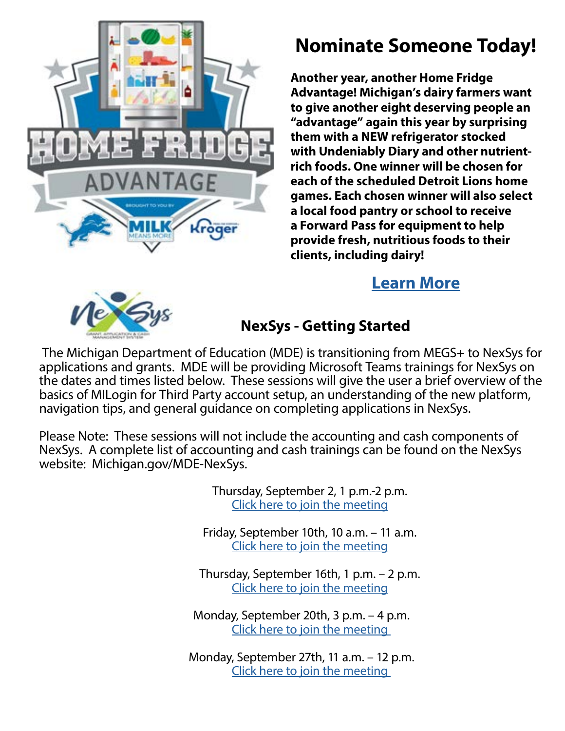## Nominate Someone Today!

**Another year, another Home Fridge Advantage! Michigan's dairy farmers want to give another eight deserving people an "advantage" again this year by surprising them with a NEW refrigerator stocked with Undeniably Diary and other nutrient-rich foods. One winner will be chosen for each of the scheduled Detroit Lions home games. Each chosen winner will also select a local food pantry or school to receive a Forward Pass for equipment to help provide fresh, nutritious foods to their clients, including dairy!**

**Learn More**

## NexSys - Getting Started

The Michigan Department of Education (MDE) is transitioning from MEGS+ to NexSys for applications and grants. MDE will be providing Microsoft Teams trainings for NexSys on the dates and times listed below. These sessions will give the user a brief overview of the basics of MILogin for Third Party account setup, an understanding of the new platform, navigation tips, and general guidance on completing applications in NexSys.

Please Note: These sessions will not include the accounting and cash components of NexSys. A complete list of accounting and cash trainings can be found on the NexSys website: Michigan.gov/MDE-NexSys.

Thursday, September 2, 1 p.m.-2 p.m.
Click here to join the meeting

Friday, September 10th, 10 a.m. – 11 a.m.
Click here to join the meeting

Thursday, September 16th, 1 p.m. – 2 p.m.
Click here to join the meeting

Monday, September 20th, 3 p.m. – 4 p.m.
Click here to join the meeting

Monday, September 27th, 11 a.m. – 12 p.m.
Click here to join the meeting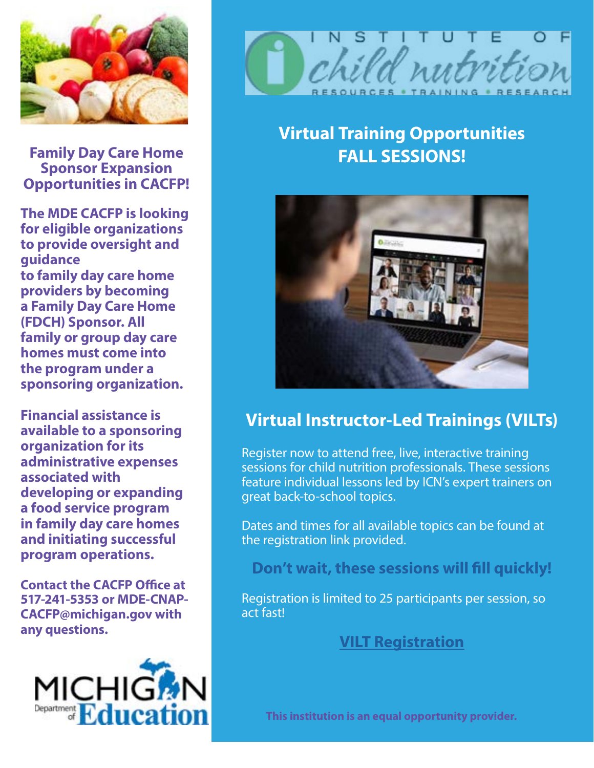## Family Day Care Home Sponsor Expansion Opportunities in CACFP!

**The MDE CACFP is looking for eligible organizations to provide oversight and guidance to family day care home providers by becoming a Family Day Care Home (FDCH) Sponsor. All family or group day care homes must come into the program under a sponsoring organization.**

**Financial assistance is available to a sponsoring organization for its administrative expenses associated with developing or expanding a food service program in family day care homes and initiating successful program operations.**

**Contact the CACFP Office at 517-241-5353 or MDE-CNAP-CACFP@michigan.gov with any questions.**

MICHIGAN Department of Education

INSTITUTE OF child nutrition
RESOURCES • TRAINING • RESEARCH

## Virtual Training Opportunities FALL SESSIONS!

## Virtual Instructor-Led Trainings (VILTs)

Register now to attend free, live, interactive training sessions for child nutrition professionals. These sessions feature individual lessons led by ICN's expert trainers on great back-to-school topics.

Dates and times for all available topics can be found at the registration link provided.

### Don't wait, these sessions will fill quickly!

Registration is limited to 25 participants per session, so act fast!

**VILT Registration**

**This institution is an equal opportunity provider.**